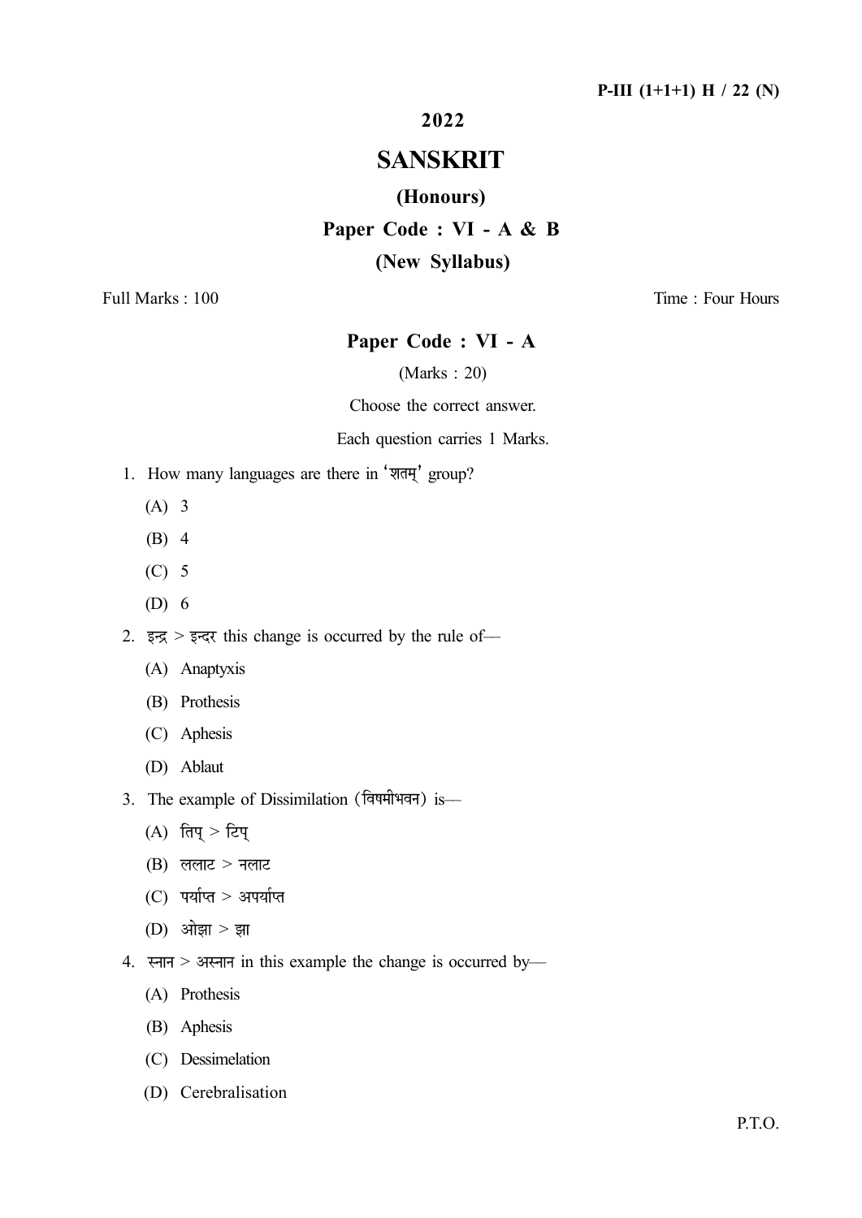P-III (1+1+1) H / 22 (N)

**2022**

# SANSKRIT

## (Honours)

## Paper Code : VI - A & B

## (New Syllabus)

Full Marks : 100 &nbsp;&nbsp;&nbsp;&nbsp;&nbsp;&nbsp;&nbsp;&nbsp; Time : Four Hours

## Paper Code : VI - A

(Marks : 20)

Choose the correct answer.

Each question carries 1 Marks.

1. How many languages are there in 'शतम्' group?
   - (A) 3
   - (B) 4
   - (C) 5
   - (D) 6

2. इन्द्र > इन्दर this change is occurred by the rule of—
   - (A) Anaptyxis
   - (B) Prothesis
   - (C) Aphesis
   - (D) Ablaut

3. The example of Dissimilation (विषमीभवन) is—
   - (A) तिप् > टिप्
   - (B) ललाट > नलाट
   - (C) पर्याप्त > अपर्याप्त
   - (D) ओझा > झा

4. स्नान > अस्नान in this example the change is occurred by—
   - (A) Prothesis
   - (B) Aphesis
   - (C) Dessimelation
   - (D) Cerebralisation

P.T.O.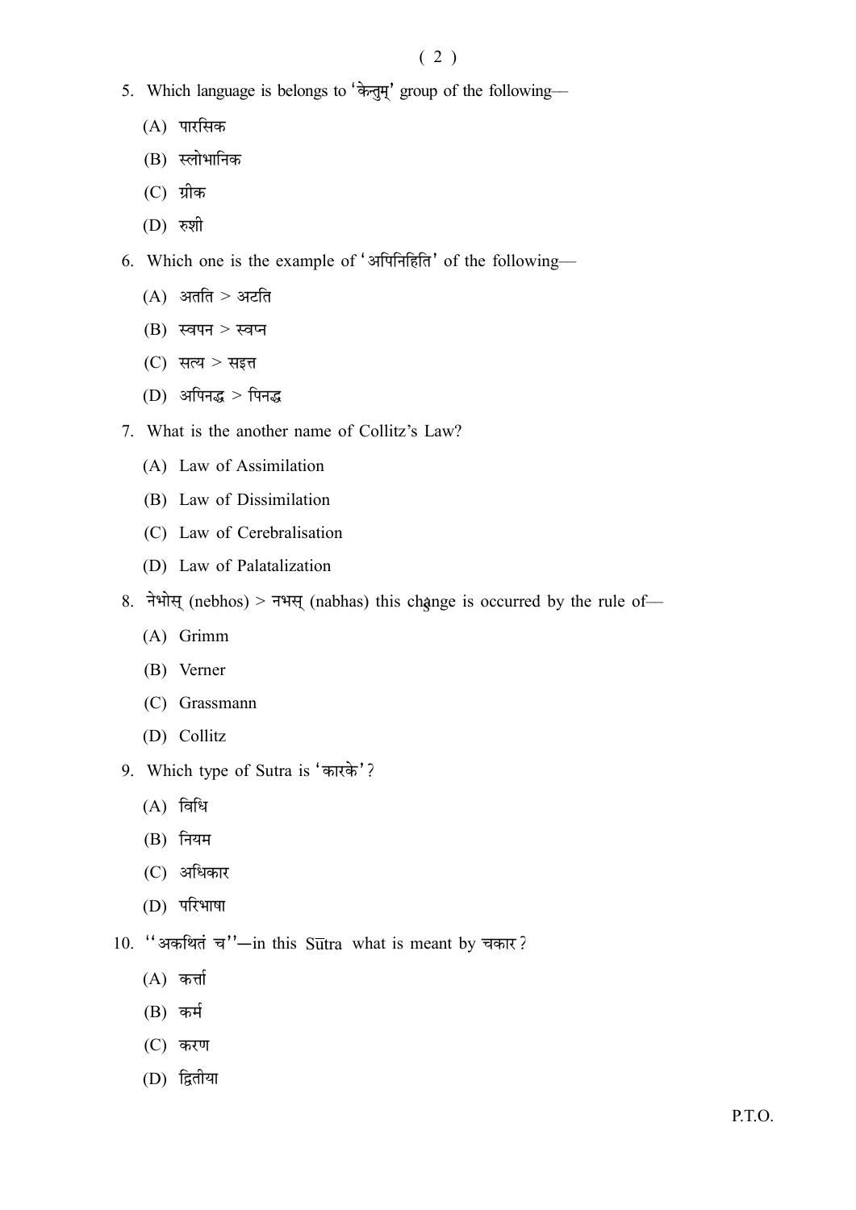5. Which language is belongs to 'केन्तुम्' group of the following—

   (A) पारसिक

   (B) स्लोभानिक

   (C) ग्रीक

   (D) रुशी

6. Which one is the example of 'अपिनिहिति' of the following—

   (A) अतति > अटति

   (B) स्वपन > स्वप्न

   (C) सत्य > सइत्त

   (D) अपिनद्ध > पिनद्ध

7. What is the another name of Collitz's Law?

   (A) Law of Assimilation

   (B) Law of Dissimilation

   (C) Law of Cerebralisation

   (D) Law of Palatalization

8. नेभोस् (nebhos) > नभस् (nabhas) this change is occurred by the rule of—

   (A) Grimm

   (B) Verner

   (C) Grassmann

   (D) Collitz

9. Which type of Sutra is 'कारके'?

   (A) विधि

   (B) नियम

   (C) अधिकार

   (D) परिभाषा

10. ''अकथितं च''—in this Sūtra what is meant by चकार?

    (A) कर्त्ता

    (B) कर्म

    (C) करण

    (D) द्वितीया

P.T.O.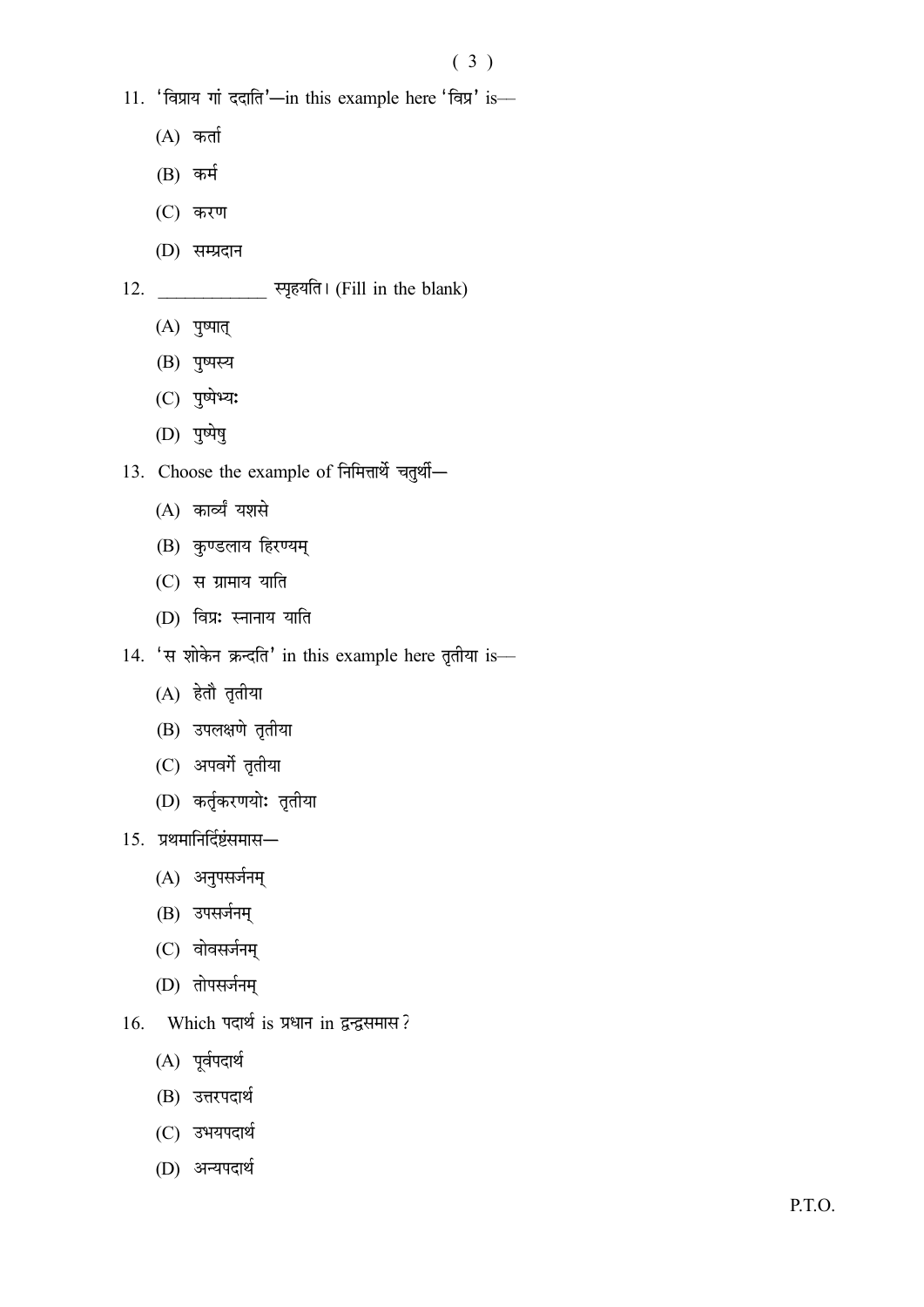11. 'विप्राय गां ददाति'—in this example here 'विप्र' is—

    (A) कर्ता

    (B) कर्म

    (C) करण

    (D) सम्प्रदान

12. ____________ स्पृहयति। (Fill in the blank)

    (A) पुष्पात्

    (B) पुष्पस्य

    (C) पुष्पेभ्यः

    (D) पुष्पेषु

13. Choose the example of निमित्तार्थे चतुर्थी—

    (A) काव्यं यशसे

    (B) कुण्डलाय हिरण्यम्

    (C) स ग्रामाय याति

    (D) विप्रः स्नानाय याति

14. 'स शोकेन क्रन्दति' in this example here तृतीया is—

    (A) हेतौ तृतीया

    (B) उपलक्षणे तृतीया

    (C) अपवर्गे तृतीया

    (D) कर्तृकरणयोः तृतीया

15. प्रथमानिर्दिष्टंसमास—

    (A) अनुपसर्जनम्

    (B) उपसर्जनम्

    (C) वोवसर्जनम्

    (D) तोपसर्जनम्

16. Which पदार्थ is प्रधान in द्वन्द्वसमास?

    (A) पूर्वपदार्थ

    (B) उत्तरपदार्थ

    (C) उभयपदार्थ

    (D) अन्यपदार्थ

P.T.O.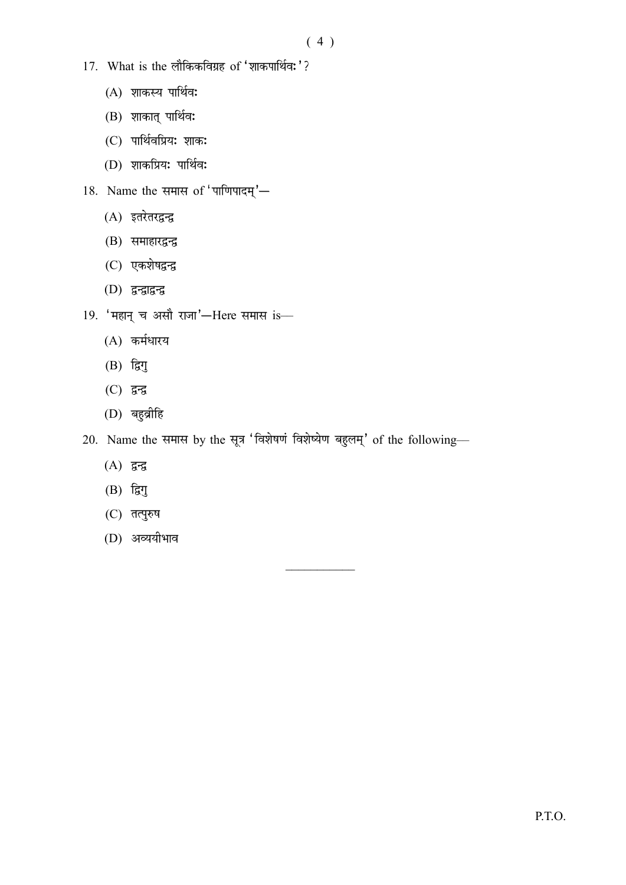17. What is the लौकिकविग्रह of 'शाकपार्थिवः'?

    (A) शाकस्य पार्थिवः

    (B) शाकात् पार्थिवः

    (C) पार्थिवप्रियः शाकः

    (D) शाकप्रियः पार्थिवः

18. Name the समास of 'पाणिपादम्'—

    (A) इतरेतरद्वन्द्व

    (B) समाहारद्वन्द्व

    (C) एकशेषद्वन्द्व

    (D) द्वन्द्वाद्वन्द्व

19. 'महान् च असौ राजा'—Here समास is—

    (A) कर्मधारय

    (B) द्विगु

    (C) द्वन्द्व

    (D) बहुव्रीहि

20. Name the समास by the सूत्र 'विशेषणं विशेष्येण बहुलम्' of the following—

    (A) द्वन्द्व

    (B) द्विगु

    (C) तत्पुरुष

    (D) अव्ययीभाव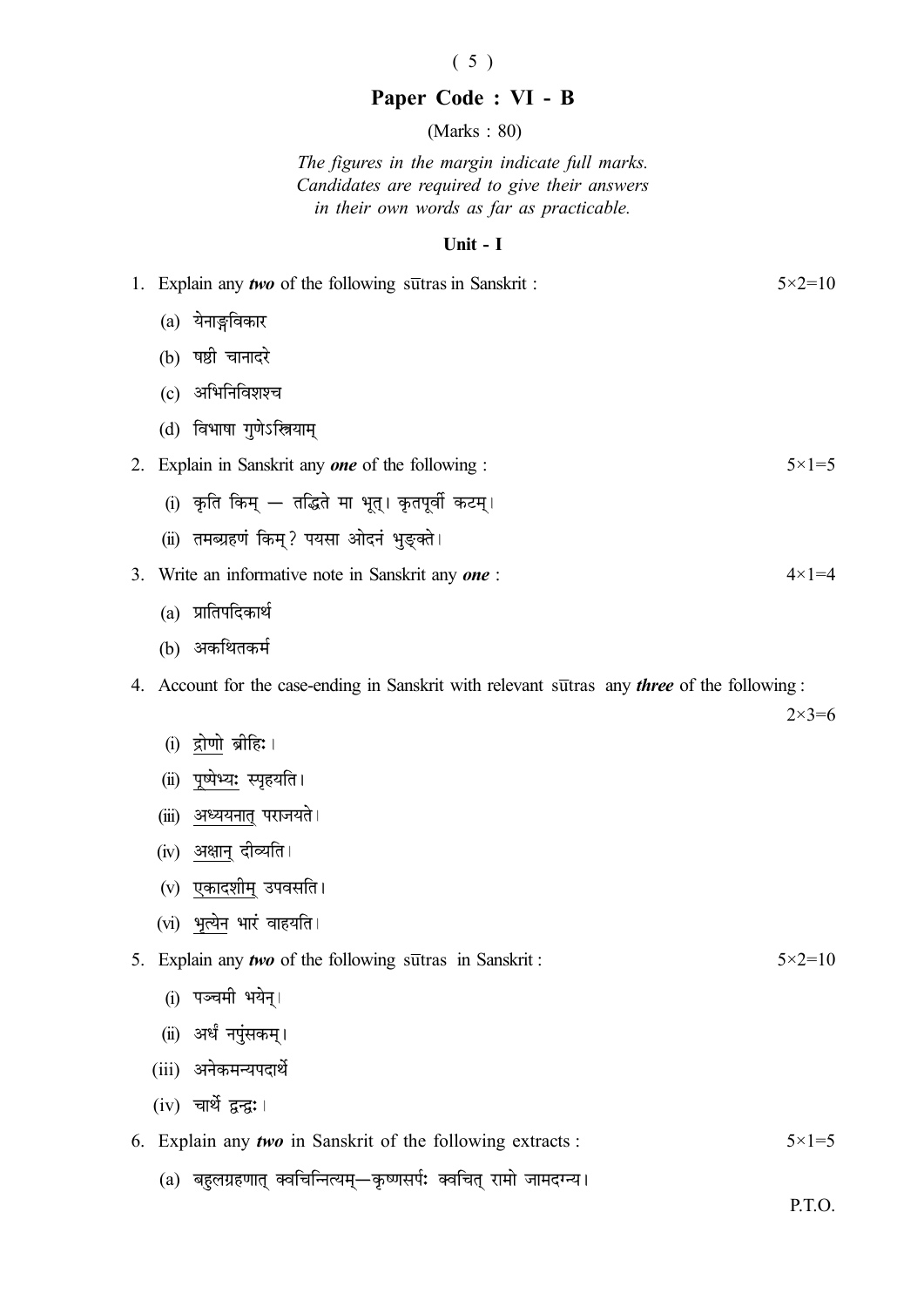# Paper Code : VI - B

(Marks : 80)

*The figures in the margin indicate full marks.*
*Candidates are required to give their answers in their own words as far as practicable.*

## Unit - I

1. Explain any ***two*** of the following sūtras in Sanskrit : 5×2=10

   (a) येनाङ्गविकार

   (b) षष्ठी चानादरे

   (c) अभिनिविशश्च

   (d) विभाषा गुणेऽस्त्रियाम्

2. Explain in Sanskrit any ***one*** of the following : 5×1=5

   (i) कृति किम् — तद्धिते मा भूत्। कृतपूर्वी कटम्।

   (ii) तमब्ग्रहणं किम्? पयसा ओदनं भुङ्क्ते।

3. Write an informative note in Sanskrit any ***one*** : 4×1=4

   (a) प्रातिपदिकार्थ

   (b) अकथितकर्म

4. Account for the case-ending in Sanskrit with relevant sūtras any ***three*** of the following : 2×3=6

   (i) <u>द्रोणो</u> ब्रीहिः।

   (ii) <u>पुष्पेभ्यः</u> स्पृहयति।

   (iii) <u>अध्ययनात्</u> पराजयते।

   (iv) <u>अक्षान्</u> दीव्यति।

   (v) <u>एकादशीम्</u> उपवसति।

   (vi) <u>भृत्येन</u> भारं वाहयति।

5. Explain any ***two*** of the following sūtras in Sanskrit : 5×2=10

   (i) पञ्चमी भयेन्।

   (ii) अर्धं नपुंसकम्।

   (iii) अनेकमन्यपदार्थे

   (iv) चार्थे द्वन्द्वः।

6. Explain any ***two*** in Sanskrit of the following extracts : 5×1=5

   (a) बहुलग्रहणात् क्वचिन्नित्यम्—कृष्णसर्पः क्वचित् रामो जामदग्न्य।

P.T.O.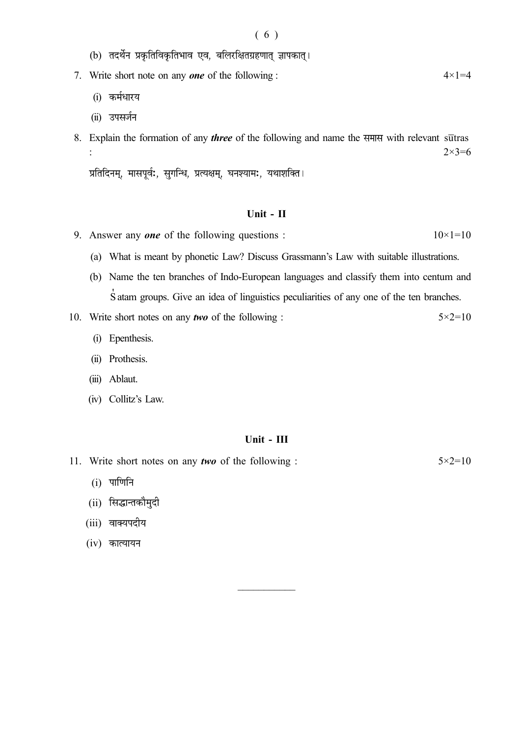(b) तदर्थेन प्रकृतिविकृतिभाव एव, बलिरक्षितग्रहणात् ज्ञापकात्।

7. Write short note on any ***one*** of the following : 4×1=4

   (i) कर्मधारय

   (ii) उपसर्जन

8. Explain the formation of any ***three*** of the following and name the समास with relevant sūtras : 2×3=6

   प्रतिदिनम्, मासपूर्वः, सुगन्धि, प्रत्यक्षम्, घनश्यामः, यथाशक्ति।

## Unit - II

9. Answer any ***one*** of the following questions : 10×1=10

   (a) What is meant by phonetic Law? Discuss Grassmann's Law with suitable illustrations.

   (b) Name the ten branches of Indo-European languages and classify them into centum and Śatam groups. Give an idea of linguistics peculiarities of any one of the ten branches.

10. Write short notes on any ***two*** of the following : 5×2=10

    (i) Epenthesis.

    (ii) Prothesis.

    (iii) Ablaut.

    (iv) Collitz's Law.

## Unit - III

11. Write short notes on any ***two*** of the following : 5×2=10

    (i) पाणिनि

    (ii) सिद्धान्तकौमुदी

    (iii) वाक्यपदीय

    (iv) कात्यायन